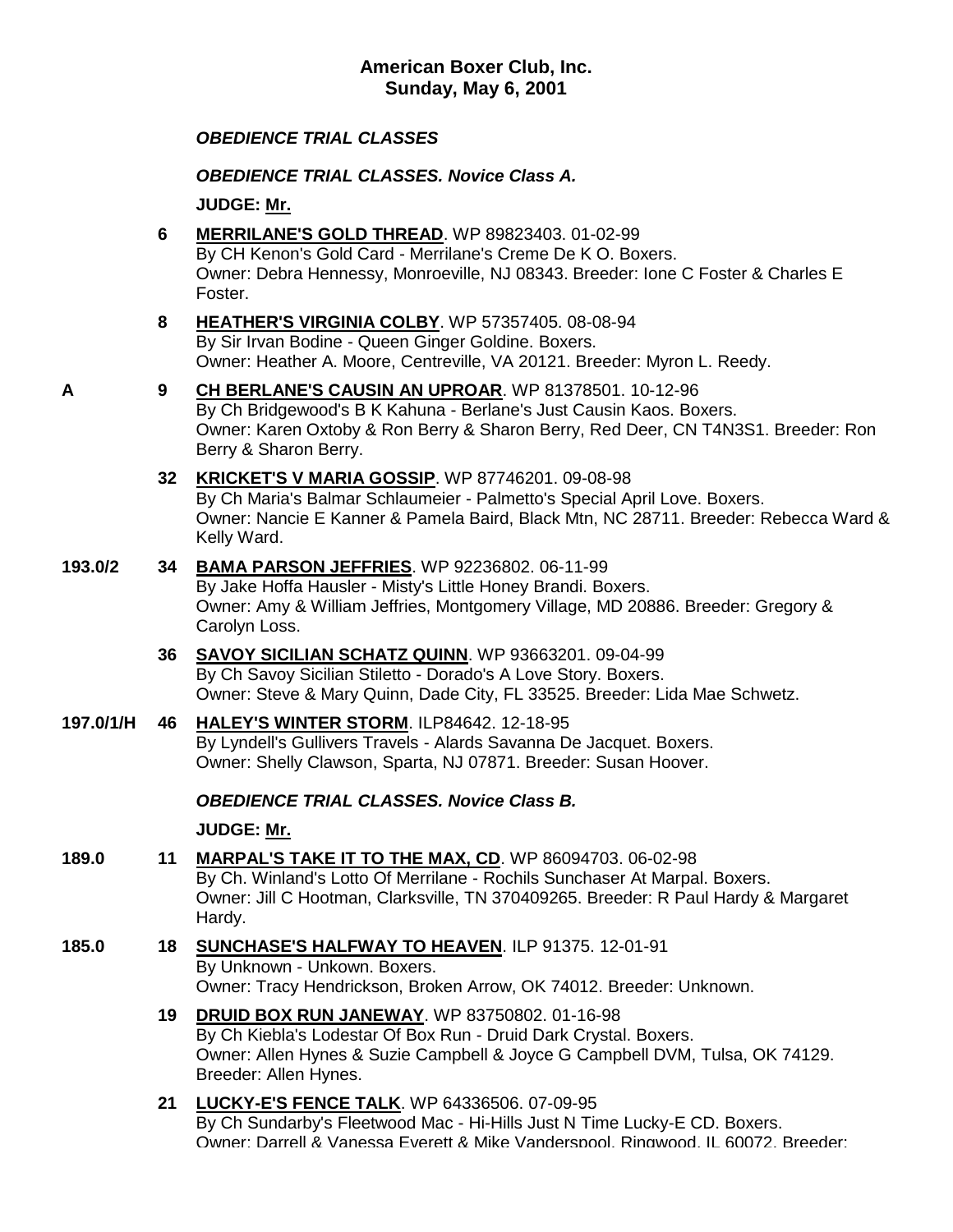**American Boxer Club, Inc.**
**Sunday, May 6, 2001**

***OBEDIENCE TRIAL CLASSES***

***OBEDIENCE TRIAL CLASSES. Novice Class A.***

**JUDGE: Mr.**

**6** **MERRILANE'S GOLD THREAD**. WP 89823403. 01-02-99
By CH Kenon's Gold Card - Merrilane's Creme De K O. Boxers.
Owner: Debra Hennessy, Monroeville, NJ 08343. Breeder: Ione C Foster & Charles E Foster.

**8** **HEATHER'S VIRGINIA COLBY**. WP 57357405. 08-08-94
By Sir Irvan Bodine - Queen Ginger Goldine. Boxers.
Owner: Heather A. Moore, Centreville, VA 20121. Breeder: Myron L. Reedy.

**A** **9** **CH BERLANE'S CAUSIN AN UPROAR**. WP 81378501. 10-12-96
By Ch Bridgewood's B K Kahuna - Berlane's Just Causin Kaos. Boxers.
Owner: Karen Oxtoby & Ron Berry & Sharon Berry, Red Deer, CN T4N3S1. Breeder: Ron Berry & Sharon Berry.

**32** **KRICKET'S V MARIA GOSSIP**. WP 87746201. 09-08-98
By Ch Maria's Balmar Schlaumeier - Palmetto's Special April Love. Boxers.
Owner: Nancie E Kanner & Pamela Baird, Black Mtn, NC 28711. Breeder: Rebecca Ward & Kelly Ward.

**193.0/2** **34** **BAMA PARSON JEFFRIES**. WP 92236802. 06-11-99
By Jake Hoffa Hausler - Misty's Little Honey Brandi. Boxers.
Owner: Amy & William Jeffries, Montgomery Village, MD 20886. Breeder: Gregory & Carolyn Loss.

**36** **SAVOY SICILIAN SCHATZ QUINN**. WP 93663201. 09-04-99
By Ch Savoy Sicilian Stiletto - Dorado's A Love Story. Boxers.
Owner: Steve & Mary Quinn, Dade City, FL 33525. Breeder: Lida Mae Schwetz.

**197.0/1/H** **46** **HALEY'S WINTER STORM**. ILP84642. 12-18-95
By Lyndell's Gullivers Travels - Alards Savanna De Jacquet. Boxers.
Owner: Shelly Clawson, Sparta, NJ 07871. Breeder: Susan Hoover.

***OBEDIENCE TRIAL CLASSES. Novice Class B.***

**JUDGE: Mr.**

**189.0** **11** **MARPAL'S TAKE IT TO THE MAX, CD**. WP 86094703. 06-02-98
By Ch. Winland's Lotto Of Merrilane - Rochils Sunchaser At Marpal. Boxers.
Owner: Jill C Hootman, Clarksville, TN 370409265. Breeder: R Paul Hardy & Margaret Hardy.

**185.0** **18** **SUNCHASE'S HALFWAY TO HEAVEN**. ILP 91375. 12-01-91
By Unknown - Unkown. Boxers.
Owner: Tracy Hendrickson, Broken Arrow, OK 74012. Breeder: Unknown.

**19** **DRUID BOX RUN JANEWAY**. WP 83750802. 01-16-98
By Ch Kiebla's Lodestar Of Box Run - Druid Dark Crystal. Boxers.
Owner: Allen Hynes & Suzie Campbell & Joyce G Campbell DVM, Tulsa, OK 74129. Breeder: Allen Hynes.

**21** **LUCKY-E'S FENCE TALK**. WP 64336506. 07-09-95
By Ch Sundarby's Fleetwood Mac - Hi-Hills Just N Time Lucky-E CD. Boxers.
Owner: Darrell & Vanessa Everett & Mike Vanderspool, Ringwood, IL 60072. Breeder: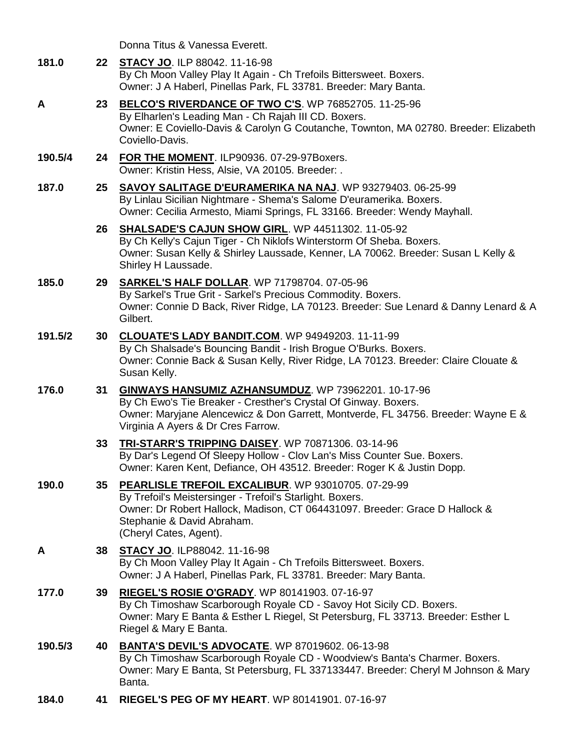Donna Titus & Vanessa Everett.

**181.0** **22** **STACY JO**. ILP 88042. 11-16-98
By Ch Moon Valley Play It Again - Ch Trefoils Bittersweet. Boxers.
Owner: J A Haberl, Pinellas Park, FL 33781. Breeder: Mary Banta.

**A** **23** **BELCO'S RIVERDANCE OF TWO C'S**. WP 76852705. 11-25-96
By Elharlen's Leading Man - Ch Rajah III CD. Boxers.
Owner: E Coviello-Davis & Carolyn G Coutanche, Townton, MA 02780. Breeder: Elizabeth Coviello-Davis.

**190.5/4** **24** **FOR THE MOMENT**. ILP90936. 07-29-97Boxers.
Owner: Kristin Hess, Alsie, VA 20105. Breeder: .

**187.0** **25** **SAVOY SALITAGE D'EURAMERIKA NA NAJ**. WP 93279403. 06-25-99
By Linlau Sicilian Nightmare - Shema's Salome D'euramerika. Boxers.
Owner: Cecilia Armesto, Miami Springs, FL 33166. Breeder: Wendy Mayhall.

**26** **SHALSADE'S CAJUN SHOW GIRL**. WP 44511302. 11-05-92
By Ch Kelly's Cajun Tiger - Ch Niklofs Winterstorm Of Sheba. Boxers.
Owner: Susan Kelly & Shirley Laussade, Kenner, LA 70062. Breeder: Susan L Kelly & Shirley H Laussade.

**185.0** **29** **SARKEL'S HALF DOLLAR**. WP 71798704. 07-05-96
By Sarkel's True Grit - Sarkel's Precious Commodity. Boxers.
Owner: Connie D Back, River Ridge, LA 70123. Breeder: Sue Lenard & Danny Lenard & A Gilbert.

**191.5/2** **30** **CLOUATE'S LADY BANDIT.COM**. WP 94949203. 11-11-99
By Ch Shalsade's Bouncing Bandit - Irish Brogue O'Burks. Boxers.
Owner: Connie Back & Susan Kelly, River Ridge, LA 70123. Breeder: Claire Clouate & Susan Kelly.

**176.0** **31** **GINWAYS HANSUMIZ AZHANSUMDUZ**. WP 73962201. 10-17-96
By Ch Ewo's Tie Breaker - Cresther's Crystal Of Ginway. Boxers.
Owner: Maryjane Alencewicz & Don Garrett, Montverde, FL 34756. Breeder: Wayne E & Virginia A Ayers & Dr Cres Farrow.

**33** **TRI-STARR'S TRIPPING DAISEY**. WP 70871306. 03-14-96
By Dar's Legend Of Sleepy Hollow - Clov Lan's Miss Counter Sue. Boxers.
Owner: Karen Kent, Defiance, OH 43512. Breeder: Roger K & Justin Dopp.

**190.0** **35** **PEARLISLE TREFOIL EXCALIBUR**. WP 93010705. 07-29-99
By Trefoil's Meistersinger - Trefoil's Starlight. Boxers.
Owner: Dr Robert Hallock, Madison, CT 064431097. Breeder: Grace D Hallock & Stephanie & David Abraham.
(Cheryl Cates, Agent).

**A** **38** **STACY JO**. ILP88042. 11-16-98
By Ch Moon Valley Play It Again - Ch Trefoils Bittersweet. Boxers.
Owner: J A Haberl, Pinellas Park, FL 33781. Breeder: Mary Banta.

**177.0** **39** **RIEGEL'S ROSIE O'GRADY**. WP 80141903. 07-16-97
By Ch Timoshaw Scarborough Royale CD - Savoy Hot Sicily CD. Boxers.
Owner: Mary E Banta & Esther L Riegel, St Petersburg, FL 33713. Breeder: Esther L Riegel & Mary E Banta.

**190.5/3** **40** **BANTA'S DEVIL'S ADVOCATE**. WP 87019602. 06-13-98
By Ch Timoshaw Scarborough Royale CD - Woodview's Banta's Charmer. Boxers.
Owner: Mary E Banta, St Petersburg, FL 337133447. Breeder: Cheryl M Johnson & Mary Banta.

**184.0** **41** **RIEGEL'S PEG OF MY HEART**. WP 80141901. 07-16-97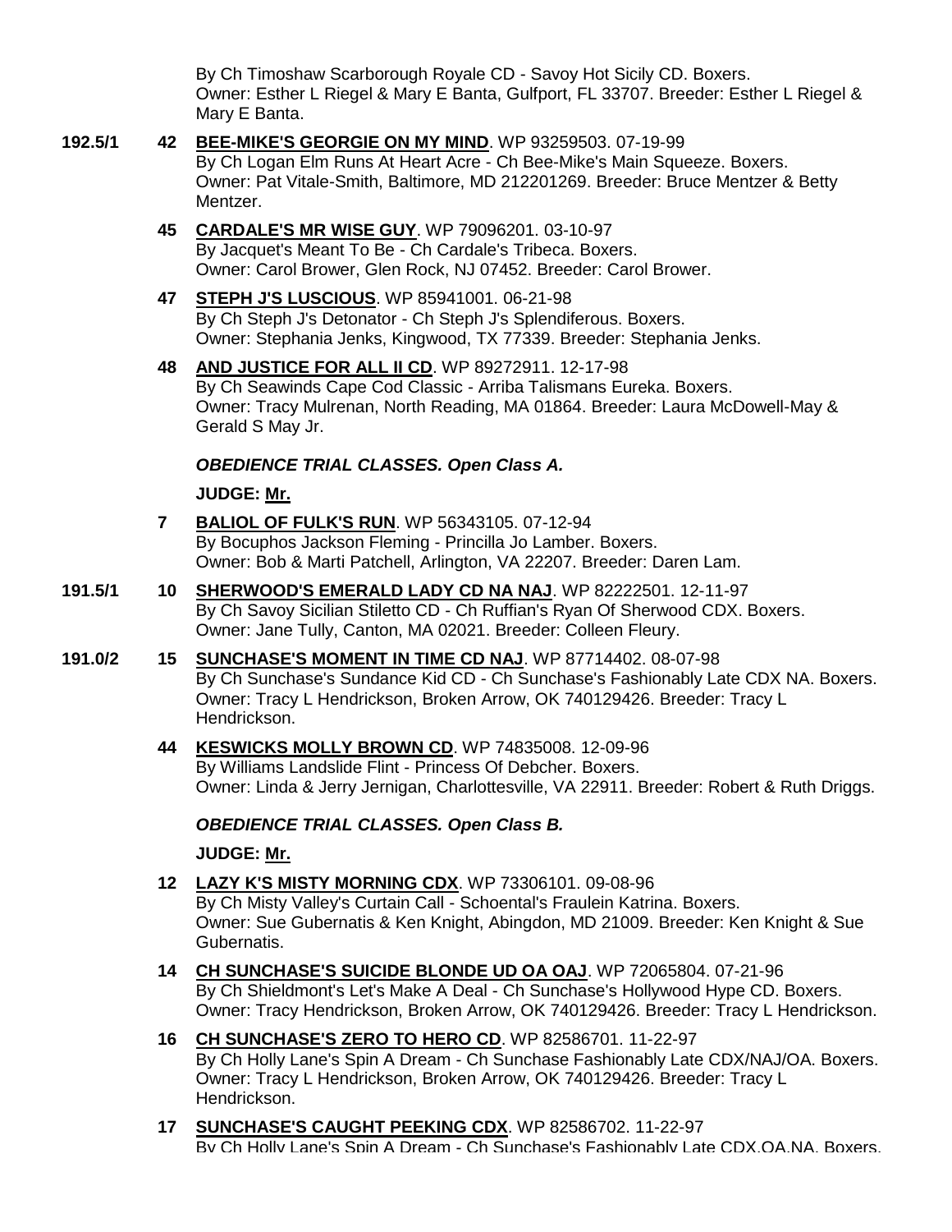By Ch Timoshaw Scarborough Royale CD - Savoy Hot Sicily CD. Boxers.
Owner: Esther L Riegel & Mary E Banta, Gulfport, FL 33707. Breeder: Esther L Riegel & Mary E Banta.

**192.5/1** **42** **BEE-MIKE'S GEORGIE ON MY MIND**. WP 93259503. 07-19-99
By Ch Logan Elm Runs At Heart Acre - Ch Bee-Mike's Main Squeeze. Boxers.
Owner: Pat Vitale-Smith, Baltimore, MD 212201269. Breeder: Bruce Mentzer & Betty Mentzer.

**45** **CARDALE'S MR WISE GUY**. WP 79096201. 03-10-97
By Jacquet's Meant To Be - Ch Cardale's Tribeca. Boxers.
Owner: Carol Brower, Glen Rock, NJ 07452. Breeder: Carol Brower.

**47** **STEPH J'S LUSCIOUS**. WP 85941001. 06-21-98
By Ch Steph J's Detonator - Ch Steph J's Splendiferous. Boxers.
Owner: Stephania Jenks, Kingwood, TX 77339. Breeder: Stephania Jenks.

**48** **AND JUSTICE FOR ALL II CD**. WP 89272911. 12-17-98
By Ch Seawinds Cape Cod Classic - Arriba Talismans Eureka. Boxers.
Owner: Tracy Mulrenan, North Reading, MA 01864. Breeder: Laura McDowell-May & Gerald S May Jr.

***OBEDIENCE TRIAL CLASSES. Open Class A.***

**JUDGE: Mr.**

**7** **BALIOL OF FULK'S RUN**. WP 56343105. 07-12-94
By Bocuphos Jackson Fleming - Princilla Jo Lamber. Boxers.
Owner: Bob & Marti Patchell, Arlington, VA 22207. Breeder: Daren Lam.

**191.5/1** **10** **SHERWOOD'S EMERALD LADY CD NA NAJ**. WP 82222501. 12-11-97
By Ch Savoy Sicilian Stiletto CD - Ch Ruffian's Ryan Of Sherwood CDX. Boxers.
Owner: Jane Tully, Canton, MA 02021. Breeder: Colleen Fleury.

**191.0/2** **15** **SUNCHASE'S MOMENT IN TIME CD NAJ**. WP 87714402. 08-07-98
By Ch Sunchase's Sundance Kid CD - Ch Sunchase's Fashionably Late CDX NA. Boxers.
Owner: Tracy L Hendrickson, Broken Arrow, OK 740129426. Breeder: Tracy L Hendrickson.

**44** **KESWICKS MOLLY BROWN CD**. WP 74835008. 12-09-96
By Williams Landslide Flint - Princess Of Debcher. Boxers.
Owner: Linda & Jerry Jernigan, Charlottesville, VA 22911. Breeder: Robert & Ruth Driggs.

***OBEDIENCE TRIAL CLASSES. Open Class B.***

**JUDGE: Mr.**

**12** **LAZY K'S MISTY MORNING CDX**. WP 73306101. 09-08-96
By Ch Misty Valley's Curtain Call - Schoental's Fraulein Katrina. Boxers.
Owner: Sue Gubernatis & Ken Knight, Abingdon, MD 21009. Breeder: Ken Knight & Sue Gubernatis.

**14** **CH SUNCHASE'S SUICIDE BLONDE UD OA OAJ**. WP 72065804. 07-21-96
By Ch Shieldmont's Let's Make A Deal - Ch Sunchase's Hollywood Hype CD. Boxers.
Owner: Tracy Hendrickson, Broken Arrow, OK 740129426. Breeder: Tracy L Hendrickson.

**16** **CH SUNCHASE'S ZERO TO HERO CD**. WP 82586701. 11-22-97
By Ch Holly Lane's Spin A Dream - Ch Sunchase Fashionably Late CDX/NAJ/OA. Boxers.
Owner: Tracy L Hendrickson, Broken Arrow, OK 740129426. Breeder: Tracy L Hendrickson.

**17** **SUNCHASE'S CAUGHT PEEKING CDX**. WP 82586702. 11-22-97
By Ch Holly Lane's Spin A Dream - Ch Sunchase's Fashionably Late CDX,OA,NA. Boxers.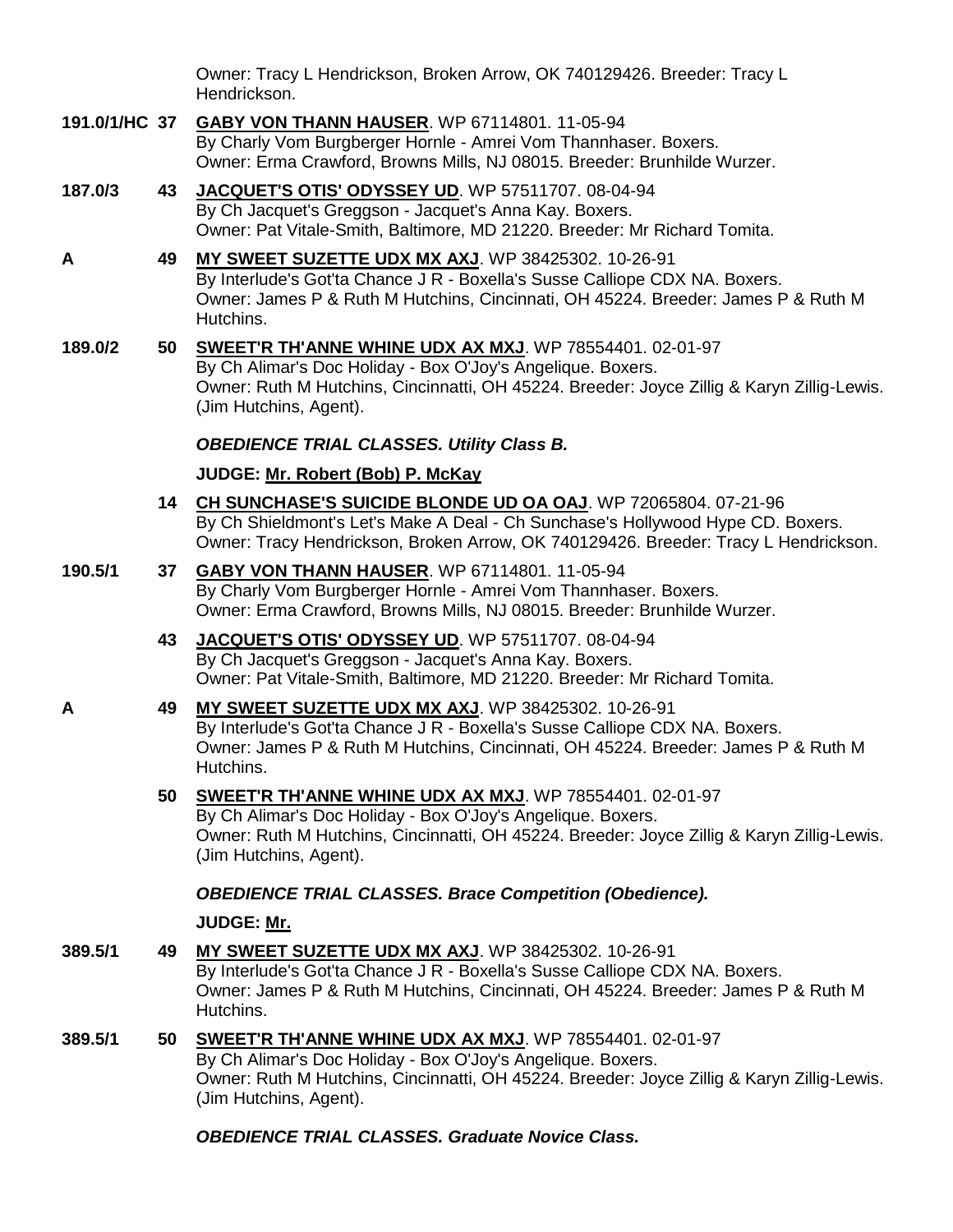Owner: Tracy L Hendrickson, Broken Arrow, OK 740129426. Breeder: Tracy L Hendrickson.

**191.0/1/HC 37** **GABY VON THANN HAUSER**. WP 67114801. 11-05-94
By Charly Vom Burgberger Hornle - Amrei Vom Thannhaser. Boxers.
Owner: Erma Crawford, Browns Mills, NJ 08015. Breeder: Brunhilde Wurzer.

**187.0/3 43** **JACQUET'S OTIS' ODYSSEY UD**. WP 57511707. 08-04-94
By Ch Jacquet's Greggson - Jacquet's Anna Kay. Boxers.
Owner: Pat Vitale-Smith, Baltimore, MD 21220. Breeder: Mr Richard Tomita.

**A 49** **MY SWEET SUZETTE UDX MX AXJ**. WP 38425302. 10-26-91
By Interlude's Got'ta Chance J R - Boxella's Susse Calliope CDX NA. Boxers.
Owner: James P & Ruth M Hutchins, Cincinnati, OH 45224. Breeder: James P & Ruth M Hutchins.

**189.0/2 50** **SWEET'R TH'ANNE WHINE UDX AX MXJ**. WP 78554401. 02-01-97
By Ch Alimar's Doc Holiday - Box O'Joy's Angelique. Boxers.
Owner: Ruth M Hutchins, Cincinnati, OH 45224. Breeder: Joyce Zillig & Karyn Zillig-Lewis. (Jim Hutchins, Agent).

***OBEDIENCE TRIAL CLASSES. Utility Class B.***

**JUDGE: Mr. Robert (Bob) P. McKay**

**14** **CH SUNCHASE'S SUICIDE BLONDE UD OA OAJ**. WP 72065804. 07-21-96
By Ch Shieldmont's Let's Make A Deal - Ch Sunchase's Hollywood Hype CD. Boxers.
Owner: Tracy Hendrickson, Broken Arrow, OK 740129426. Breeder: Tracy L Hendrickson.

**190.5/1 37** **GABY VON THANN HAUSER**. WP 67114801. 11-05-94
By Charly Vom Burgberger Hornle - Amrei Vom Thannhaser. Boxers.
Owner: Erma Crawford, Browns Mills, NJ 08015. Breeder: Brunhilde Wurzer.

**43** **JACQUET'S OTIS' ODYSSEY UD**. WP 57511707. 08-04-94
By Ch Jacquet's Greggson - Jacquet's Anna Kay. Boxers.
Owner: Pat Vitale-Smith, Baltimore, MD 21220. Breeder: Mr Richard Tomita.

**A 49** **MY SWEET SUZETTE UDX MX AXJ**. WP 38425302. 10-26-91
By Interlude's Got'ta Chance J R - Boxella's Susse Calliope CDX NA. Boxers.
Owner: James P & Ruth M Hutchins, Cincinnati, OH 45224. Breeder: James P & Ruth M Hutchins.

**50** **SWEET'R TH'ANNE WHINE UDX AX MXJ**. WP 78554401. 02-01-97
By Ch Alimar's Doc Holiday - Box O'Joy's Angelique. Boxers.
Owner: Ruth M Hutchins, Cincinnati, OH 45224. Breeder: Joyce Zillig & Karyn Zillig-Lewis. (Jim Hutchins, Agent).

***OBEDIENCE TRIAL CLASSES. Brace Competition (Obedience).***

**JUDGE: Mr.**

**389.5/1 49** **MY SWEET SUZETTE UDX MX AXJ**. WP 38425302. 10-26-91
By Interlude's Got'ta Chance J R - Boxella's Susse Calliope CDX NA. Boxers.
Owner: James P & Ruth M Hutchins, Cincinnati, OH 45224. Breeder: James P & Ruth M Hutchins.

**389.5/1 50** **SWEET'R TH'ANNE WHINE UDX AX MXJ**. WP 78554401. 02-01-97
By Ch Alimar's Doc Holiday - Box O'Joy's Angelique. Boxers.
Owner: Ruth M Hutchins, Cincinnati, OH 45224. Breeder: Joyce Zillig & Karyn Zillig-Lewis. (Jim Hutchins, Agent).

***OBEDIENCE TRIAL CLASSES. Graduate Novice Class.***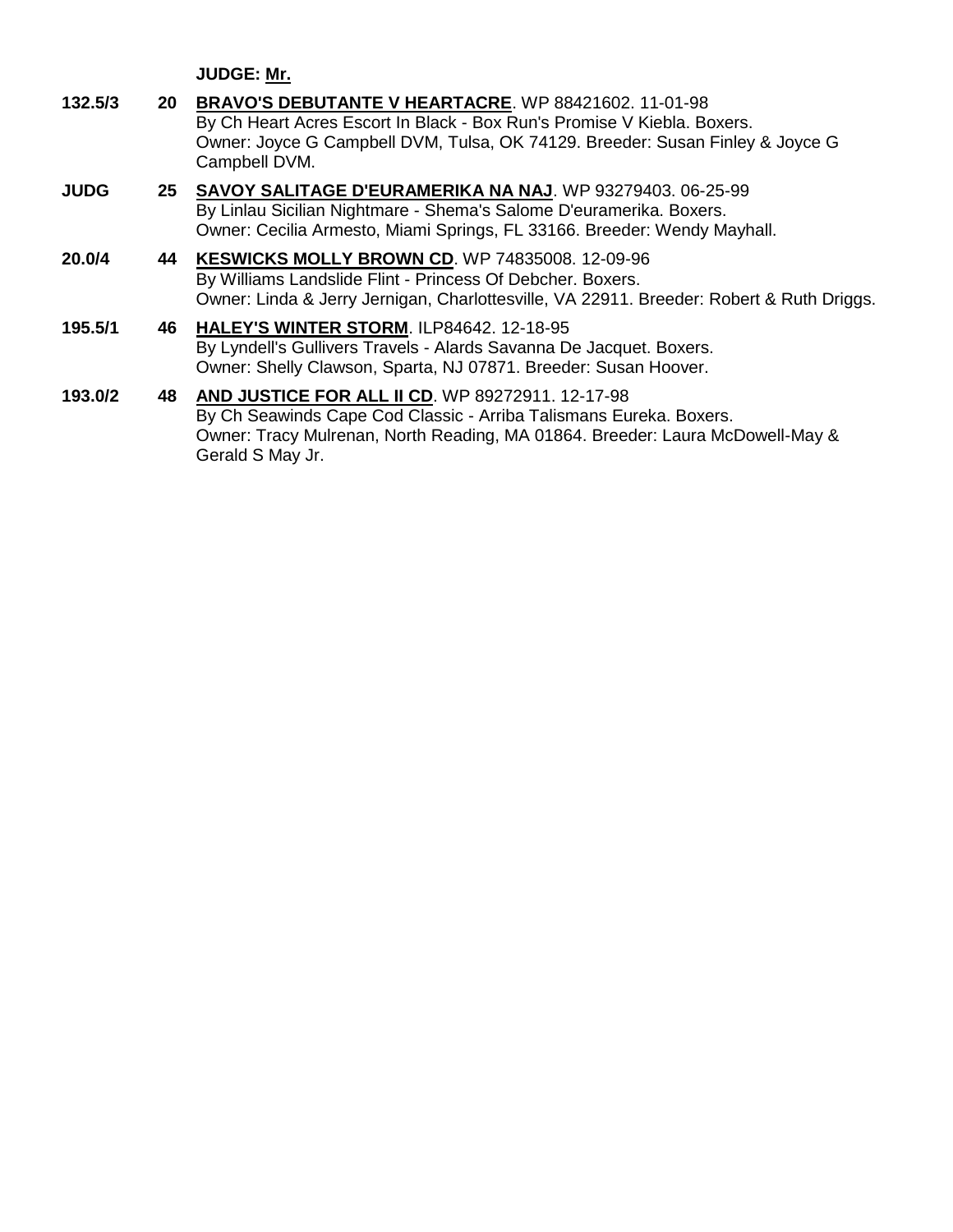**JUDGE: Mr.**

**132.5/3** **20** **BRAVO'S DEBUTANTE V HEARTACRE**. WP 88421602. 11-01-98
By Ch Heart Acres Escort In Black - Box Run's Promise V Kiebla. Boxers.
Owner: Joyce G Campbell DVM, Tulsa, OK 74129. Breeder: Susan Finley & Joyce G Campbell DVM.

**JUDG** **25** **SAVOY SALITAGE D'EURAMERIKA NA NAJ**. WP 93279403. 06-25-99
By Linlau Sicilian Nightmare - Shema's Salome D'euramerika. Boxers.
Owner: Cecilia Armesto, Miami Springs, FL 33166. Breeder: Wendy Mayhall.

**20.0/4** **44** **KESWICKS MOLLY BROWN CD**. WP 74835008. 12-09-96
By Williams Landslide Flint - Princess Of Debcher. Boxers.
Owner: Linda & Jerry Jernigan, Charlottesville, VA 22911. Breeder: Robert & Ruth Driggs.

**195.5/1** **46** **HALEY'S WINTER STORM**. ILP84642. 12-18-95
By Lyndell's Gullivers Travels - Alards Savanna De Jacquet. Boxers.
Owner: Shelly Clawson, Sparta, NJ 07871. Breeder: Susan Hoover.

**193.0/2** **48** **AND JUSTICE FOR ALL II CD**. WP 89272911. 12-17-98
By Ch Seawinds Cape Cod Classic - Arriba Talismans Eureka. Boxers.
Owner: Tracy Mulrenan, North Reading, MA 01864. Breeder: Laura McDowell-May & Gerald S May Jr.